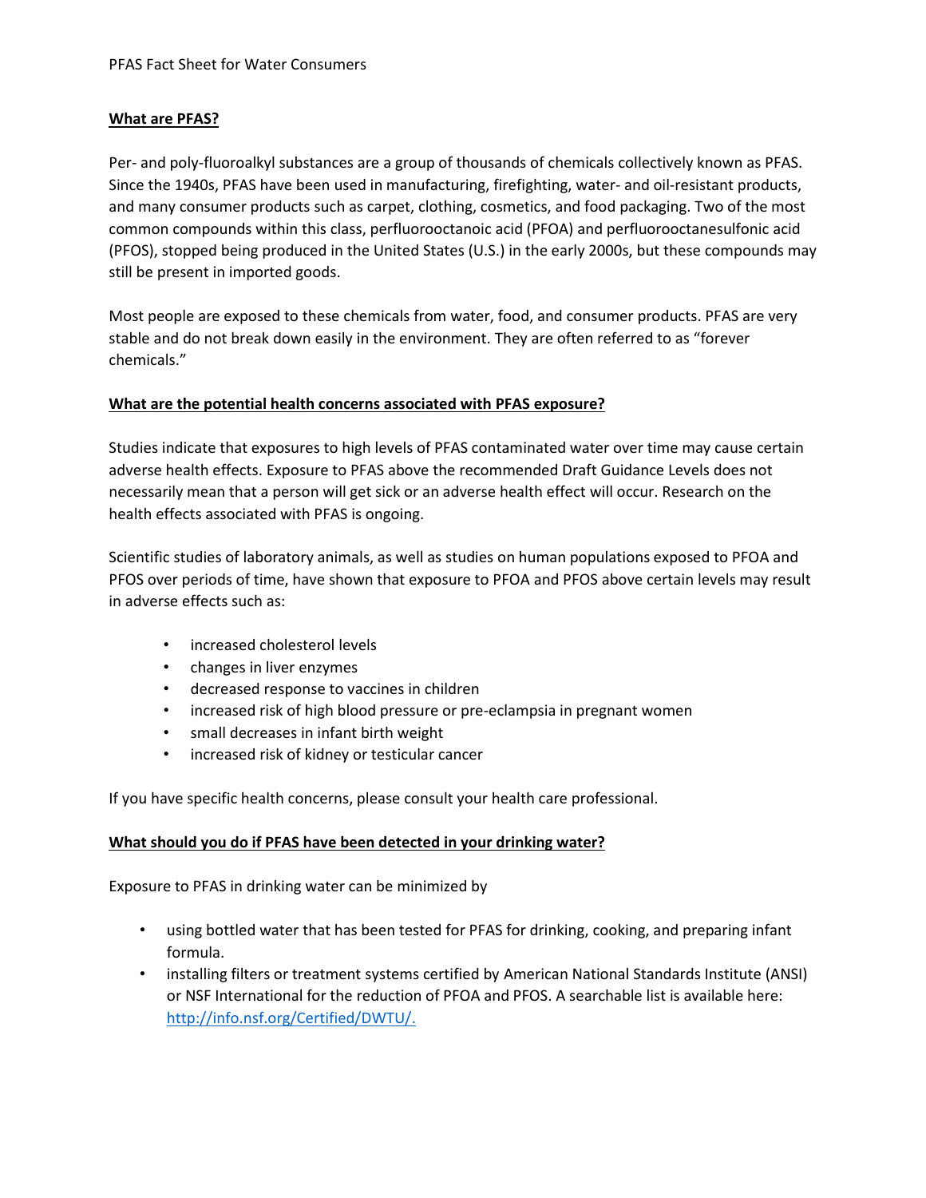PFAS Fact Sheet for Water Consumers

## What are PFAS?

Per- and poly-fluoroalkyl substances are a group of thousands of chemicals collectively known as PFAS. Since the 1940s, PFAS have been used in manufacturing, firefighting, water- and oil-resistant products, and many consumer products such as carpet, clothing, cosmetics, and food packaging. Two of the most common compounds within this class, perfluorooctanoic acid (PFOA) and perfluorooctanesulfonic acid (PFOS), stopped being produced in the United States (U.S.) in the early 2000s, but these compounds may still be present in imported goods.

Most people are exposed to these chemicals from water, food, and consumer products. PFAS are very stable and do not break down easily in the environment. They are often referred to as "forever chemicals."

## What are the potential health concerns associated with PFAS exposure?

Studies indicate that exposures to high levels of PFAS contaminated water over time may cause certain adverse health effects. Exposure to PFAS above the recommended Draft Guidance Levels does not necessarily mean that a person will get sick or an adverse health effect will occur. Research on the health effects associated with PFAS is ongoing.

Scientific studies of laboratory animals, as well as studies on human populations exposed to PFOA and PFOS over periods of time, have shown that exposure to PFOA and PFOS above certain levels may result in adverse effects such as:

- increased cholesterol levels
- changes in liver enzymes
- decreased response to vaccines in children
- increased risk of high blood pressure or pre-eclampsia in pregnant women
- small decreases in infant birth weight
- increased risk of kidney or testicular cancer

If you have specific health concerns, please consult your health care professional.

## What should you do if PFAS have been detected in your drinking water?

Exposure to PFAS in drinking water can be minimized by

- using bottled water that has been tested for PFAS for drinking, cooking, and preparing infant formula.
- installing filters or treatment systems certified by American National Standards Institute (ANSI) or NSF International for the reduction of PFOA and PFOS. A searchable list is available here: [http://info.nsf.org/Certified/DWTU/.](http://info.nsf.org/Certified/DWTU/)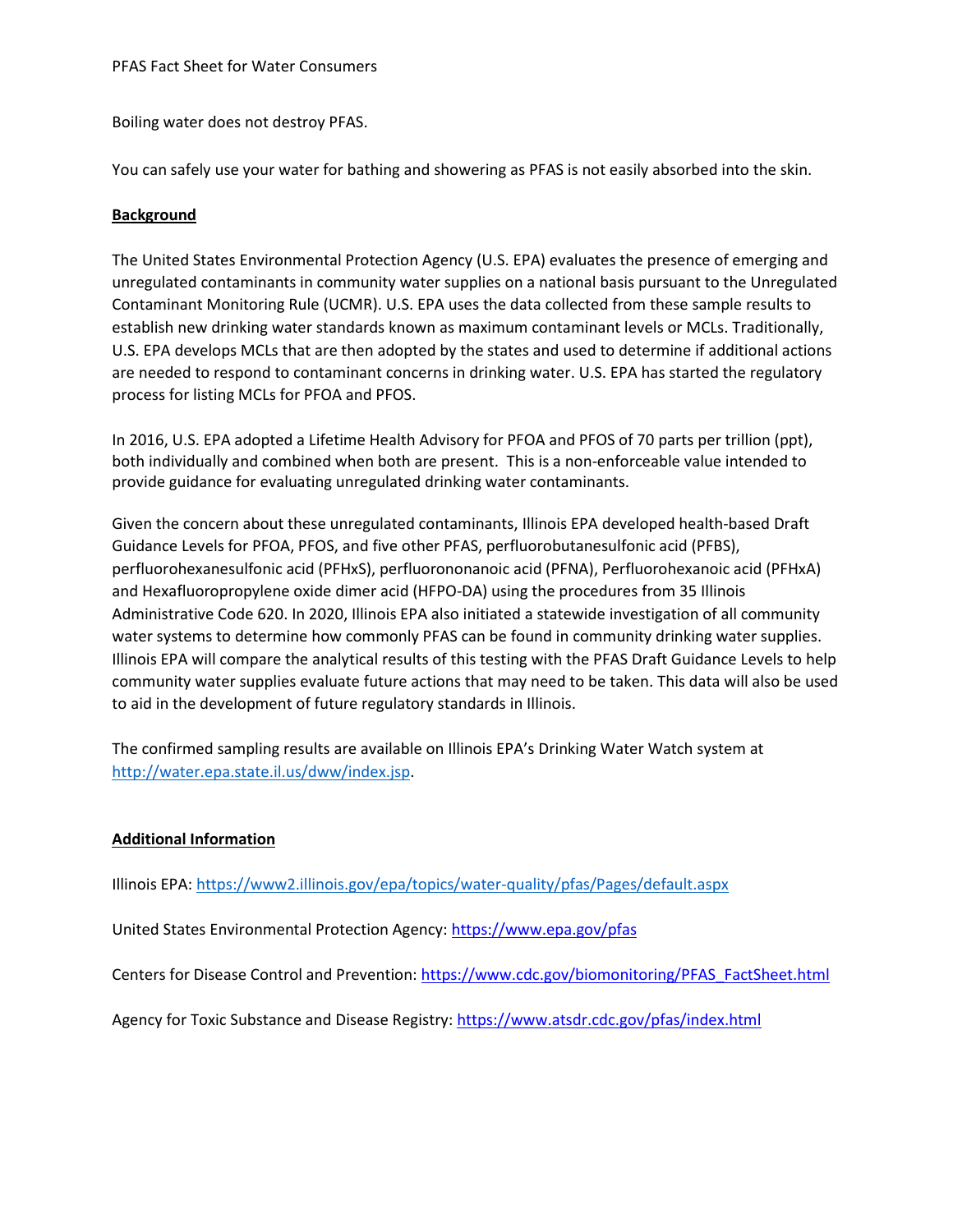Boiling water does not destroy PFAS.

You can safely use your water for bathing and showering as PFAS is not easily absorbed into the skin.

## Background

The United States Environmental Protection Agency (U.S. EPA) evaluates the presence of emerging and unregulated contaminants in community water supplies on a national basis pursuant to the Unregulated Contaminant Monitoring Rule (UCMR). U.S. EPA uses the data collected from these sample results to establish new drinking water standards known as maximum contaminant levels or MCLs. Traditionally, U.S. EPA develops MCLs that are then adopted by the states and used to determine if additional actions are needed to respond to contaminant concerns in drinking water. U.S. EPA has started the regulatory process for listing MCLs for PFOA and PFOS.

In 2016, U.S. EPA adopted a Lifetime Health Advisory for PFOA and PFOS of 70 parts per trillion (ppt), both individually and combined when both are present. This is a non-enforceable value intended to provide guidance for evaluating unregulated drinking water contaminants.

Given the concern about these unregulated contaminants, Illinois EPA developed health-based Draft Guidance Levels for PFOA, PFOS, and five other PFAS, perfluorobutanesulfonic acid (PFBS), perfluorohexanesulfonic acid (PFHxS), perfluorononanoic acid (PFNA), Perfluorohexanoic acid (PFHxA) and Hexafluoropropylene oxide dimer acid (HFPO-DA) using the procedures from 35 Illinois Administrative Code 620. In 2020, Illinois EPA also initiated a statewide investigation of all community water systems to determine how commonly PFAS can be found in community drinking water supplies. Illinois EPA will compare the analytical results of this testing with the PFAS Draft Guidance Levels to help community water supplies evaluate future actions that may need to be taken. This data will also be used to aid in the development of future regulatory standards in Illinois.

The confirmed sampling results are available on Illinois EPA's Drinking Water Watch system at http://water.epa.state.il.us/dww/index.jsp.

## Additional Information

Illinois EPA: https://www2.illinois.gov/epa/topics/water-quality/pfas/Pages/default.aspx

United States Environmental Protection Agency: https://www.epa.gov/pfas

Centers for Disease Control and Prevention: https://www.cdc.gov/biomonitoring/PFAS_FactSheet.html

Agency for Toxic Substance and Disease Registry: https://www.atsdr.cdc.gov/pfas/index.html